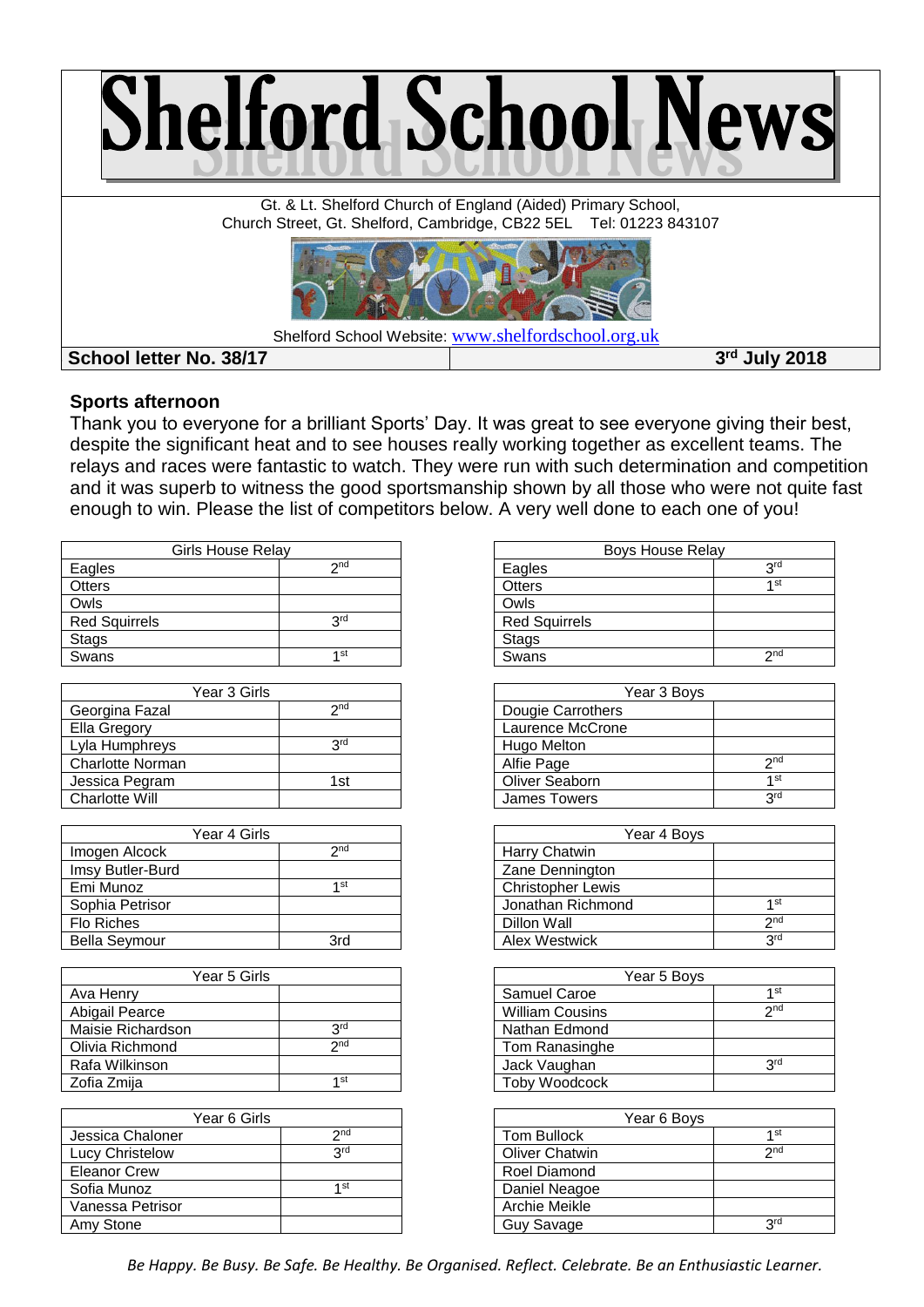# Shelford School News

Gt. & Lt. Shelford Church of England (Aided) Primary School,
Church Street, Gt. Shelford, Cambridge, CB22 5EL Tel: 01223 843107

Shelford School Website: www.shelfordschool.org.uk

**School letter No. 38/17** | **3rd July 2018**

## Sports afternoon

Thank you to everyone for a brilliant Sports' Day. It was great to see everyone giving their best, despite the significant heat and to see houses really working together as excellent teams. The relays and races were fantastic to watch. They were run with such determination and competition and it was superb to witness the good sportsmanship shown by all those who were not quite fast enough to win. Please the list of competitors below. A very well done to each one of you!

| Girls House Relay | |
|---|---|
| Eagles | 2nd |
| Otters | |
| Owls | |
| Red Squirrels | 3rd |
| Stags | |
| Swans | 1st |

| Boys House Relay | |
|---|---|
| Eagles | 3rd |
| Otters | 1st |
| Owls | |
| Red Squirrels | |
| Stags | |
| Swans | 2nd |

| Year 3 Girls | |
|---|---|
| Georgina Fazal | 2nd |
| Ella Gregory | |
| Lyla Humphreys | 3rd |
| Charlotte Norman | |
| Jessica Pegram | 1st |
| Charlotte Will | |

| Year 3 Boys | |
|---|---|
| Dougie Carrothers | |
| Laurence McCrone | |
| Hugo Melton | |
| Alfie Page | 2nd |
| Oliver Seaborn | 1st |
| James Towers | 3rd |

| Year 4 Girls | |
|---|---|
| Imogen Alcock | 2nd |
| Imsy Butler-Burd | |
| Emi Munoz | 1st |
| Sophia Petrisor | |
| Flo Riches | |
| Bella Seymour | 3rd |

| Year 4 Boys | |
|---|---|
| Harry Chatwin | |
| Zane Dennington | |
| Christopher Lewis | |
| Jonathan Richmond | 1st |
| Dillon Wall | 2nd |
| Alex Westwick | 3rd |

| Year 5 Girls | |
|---|---|
| Ava Henry | |
| Abigail Pearce | |
| Maisie Richardson | 3rd |
| Olivia Richmond | 2nd |
| Rafa Wilkinson | |
| Zofia Zmija | 1st |

| Year 5 Boys | |
|---|---|
| Samuel Caroe | 1st |
| William Cousins | 2nd |
| Nathan Edmond | |
| Tom Ranasinghe | |
| Jack Vaughan | 3rd |
| Toby Woodcock | |

| Year 6 Girls | |
|---|---|
| Jessica Chaloner | 2nd |
| Lucy Christelow | 3rd |
| Eleanor Crew | |
| Sofia Munoz | 1st |
| Vanessa Petrisor | |
| Amy Stone | |

| Year 6 Boys | |
|---|---|
| Tom Bullock | 1st |
| Oliver Chatwin | 2nd |
| Roel Diamond | |
| Daniel Neagoe | |
| Archie Meikle | |
| Guy Savage | 3rd |

*Be Happy. Be Busy. Be Safe. Be Healthy. Be Organised. Reflect. Celebrate. Be an Enthusiastic Learner.*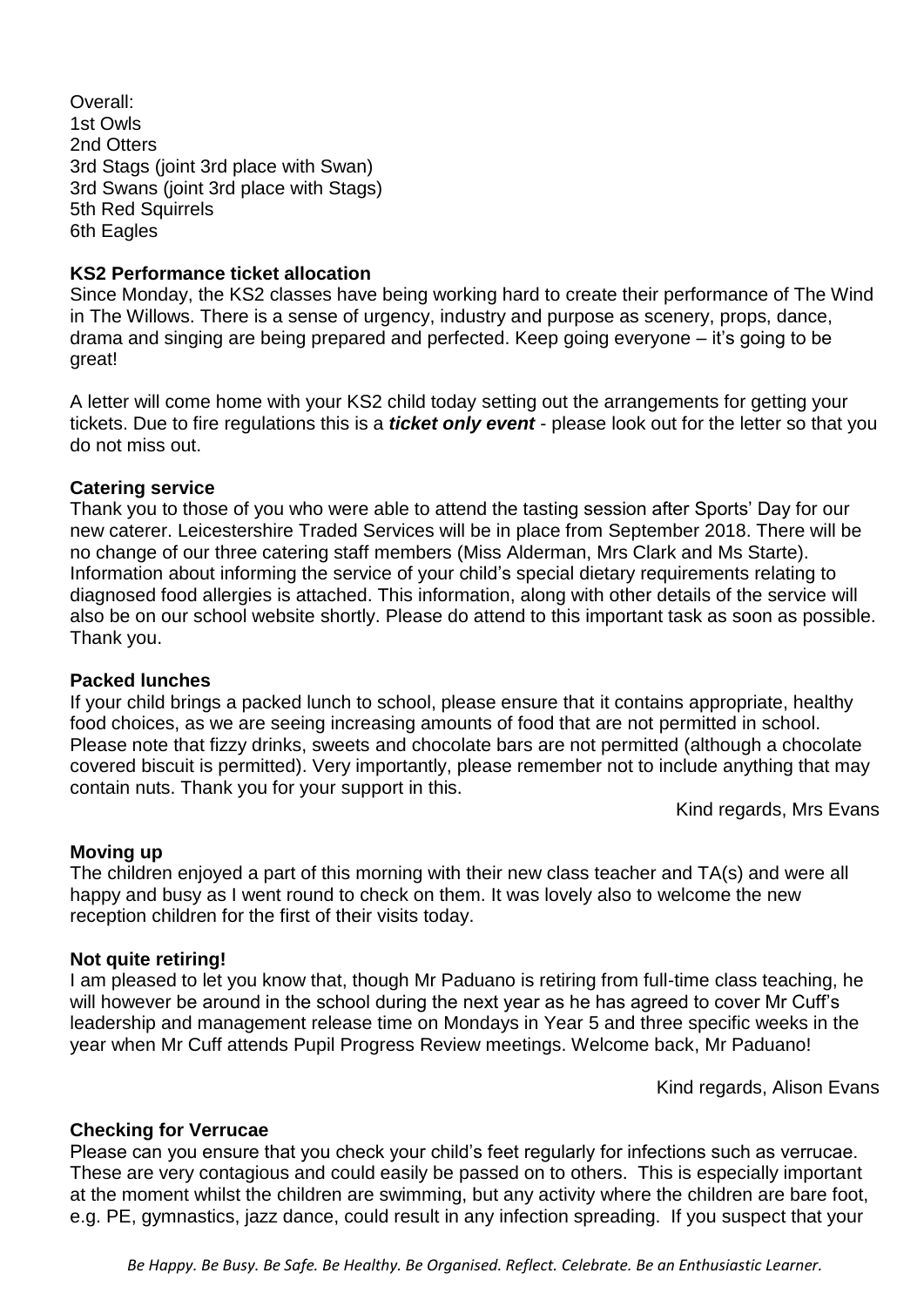Overall:
1st Owls
2nd Otters
3rd Stags (joint 3rd place with Swan)
3rd Swans (joint 3rd place with Stags)
5th Red Squirrels
6th Eagles

**KS2 Performance ticket allocation**

Since Monday, the KS2 classes have being working hard to create their performance of The Wind in The Willows. There is a sense of urgency, industry and purpose as scenery, props, dance, drama and singing are being prepared and perfected. Keep going everyone – it's going to be great!

A letter will come home with your KS2 child today setting out the arrangements for getting your tickets. Due to fire regulations this is a ***ticket only event*** - please look out for the letter so that you do not miss out.

**Catering service**

Thank you to those of you who were able to attend the tasting session after Sports' Day for our new caterer. Leicestershire Traded Services will be in place from September 2018. There will be no change of our three catering staff members (Miss Alderman, Mrs Clark and Ms Starte). Information about informing the service of your child's special dietary requirements relating to diagnosed food allergies is attached. This information, along with other details of the service will also be on our school website shortly. Please do attend to this important task as soon as possible. Thank you.

**Packed lunches**

If your child brings a packed lunch to school, please ensure that it contains appropriate, healthy food choices, as we are seeing increasing amounts of food that are not permitted in school. Please note that fizzy drinks, sweets and chocolate bars are not permitted (although a chocolate covered biscuit is permitted). Very importantly, please remember not to include anything that may contain nuts. Thank you for your support in this.

Kind regards, Mrs Evans

**Moving up**

The children enjoyed a part of this morning with their new class teacher and TA(s) and were all happy and busy as I went round to check on them. It was lovely also to welcome the new reception children for the first of their visits today.

**Not quite retiring!**

I am pleased to let you know that, though Mr Paduano is retiring from full-time class teaching, he will however be around in the school during the next year as he has agreed to cover Mr Cuff's leadership and management release time on Mondays in Year 5 and three specific weeks in the year when Mr Cuff attends Pupil Progress Review meetings. Welcome back, Mr Paduano!

Kind regards, Alison Evans

**Checking for Verrucae**

Please can you ensure that you check your child's feet regularly for infections such as verrucae. These are very contagious and could easily be passed on to others. This is especially important at the moment whilst the children are swimming, but any activity where the children are bare foot, e.g. PE, gymnastics, jazz dance, could result in any infection spreading. If you suspect that your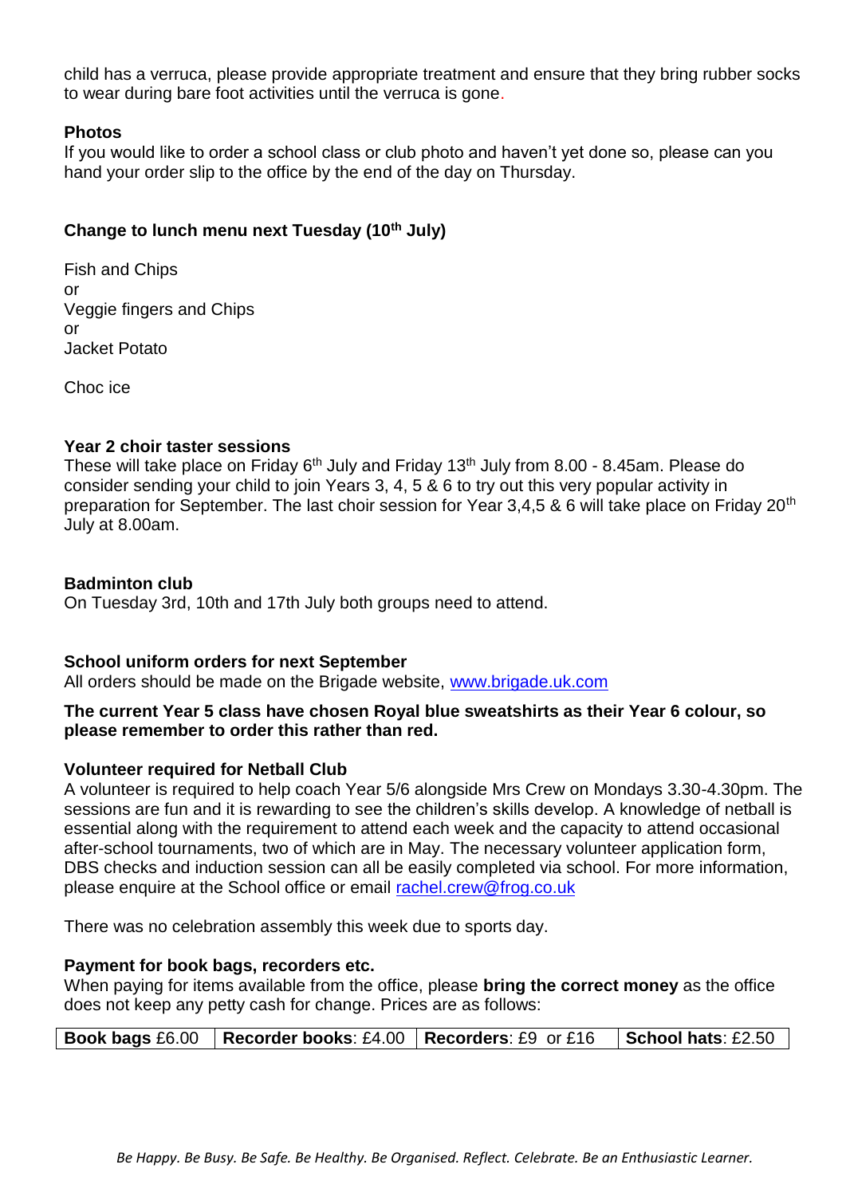child has a verruca, please provide appropriate treatment and ensure that they bring rubber socks to wear during bare foot activities until the verruca is gone.

**Photos**

If you would like to order a school class or club photo and haven't yet done so, please can you hand your order slip to the office by the end of the day on Thursday.

**Change to lunch menu next Tuesday (10th July)**

Fish and Chips
or
Veggie fingers and Chips
or
Jacket Potato

Choc ice

**Year 2 choir taster sessions**

These will take place on Friday 6th July and Friday 13th July from 8.00 - 8.45am. Please do consider sending your child to join Years 3, 4, 5 & 6 to try out this very popular activity in preparation for September. The last choir session for Year 3,4,5 & 6 will take place on Friday 20th July at 8.00am.

**Badminton club**

On Tuesday 3rd, 10th and 17th July both groups need to attend.

**School uniform orders for next September**

All orders should be made on the Brigade website, www.brigade.uk.com

**The current Year 5 class have chosen Royal blue sweatshirts as their Year 6 colour, so please remember to order this rather than red.**

**Volunteer required for Netball Club**

A volunteer is required to help coach Year 5/6 alongside Mrs Crew on Mondays 3.30-4.30pm. The sessions are fun and it is rewarding to see the children's skills develop. A knowledge of netball is essential along with the requirement to attend each week and the capacity to attend occasional after-school tournaments, two of which are in May. The necessary volunteer application form, DBS checks and induction session can all be easily completed via school. For more information, please enquire at the School office or email rachel.crew@frog.co.uk

There was no celebration assembly this week due to sports day.

**Payment for book bags, recorders etc.**

When paying for items available from the office, please **bring the correct money** as the office does not keep any petty cash for change. Prices are as follows:

| **Book bags** £6.00 | **Recorder books**: £4.00 | **Recorders**: £9 or £16 | **School hats**: £2.50 |
|---|---|---|---|

*Be Happy. Be Busy. Be Safe. Be Healthy. Be Organised. Reflect. Celebrate. Be an Enthusiastic Learner.*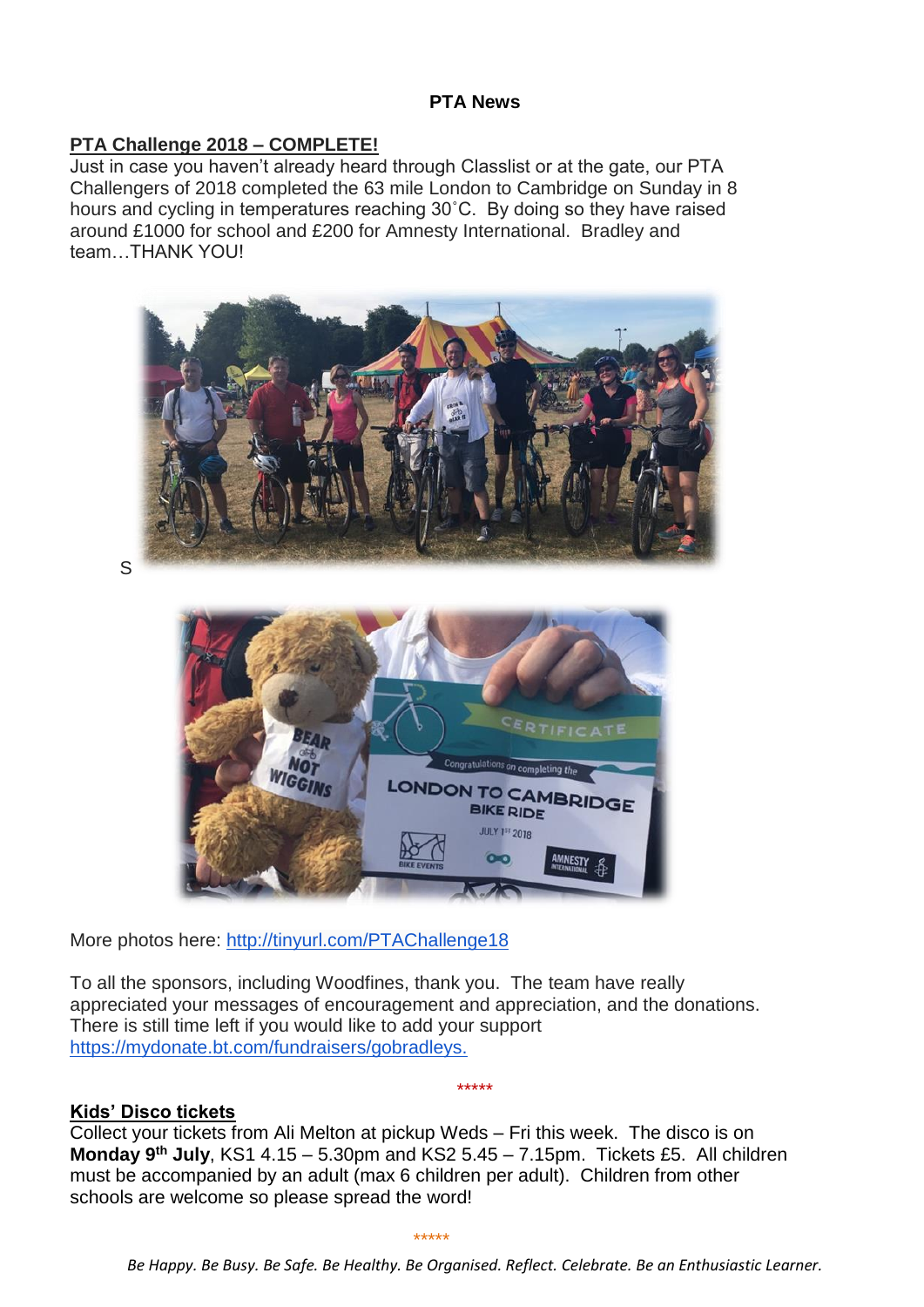**PTA News**

**PTA Challenge 2018 – COMPLETE!**

Just in case you haven't already heard through Classlist or at the gate, our PTA Challengers of 2018 completed the 63 mile London to Cambridge on Sunday in 8 hours and cycling in temperatures reaching 30˚C. By doing so they have raised around £1000 for school and £200 for Amnesty International. Bradley and team…THANK YOU!

S

More photos here: http://tinyurl.com/PTAChallenge18

To all the sponsors, including Woodfines, thank you. The team have really appreciated your messages of encouragement and appreciation, and the donations. There is still time left if you would like to add your support https://mydonate.bt.com/fundraisers/gobradleys.

*****

**Kids' Disco tickets**

Collect your tickets from Ali Melton at pickup Weds – Fri this week. The disco is on **Monday 9th July**, KS1 4.15 – 5.30pm and KS2 5.45 – 7.15pm. Tickets £5. All children must be accompanied by an adult (max 6 children per adult). Children from other schools are welcome so please spread the word!

*****

*Be Happy. Be Busy. Be Safe. Be Healthy. Be Organised. Reflect. Celebrate. Be an Enthusiastic Learner.*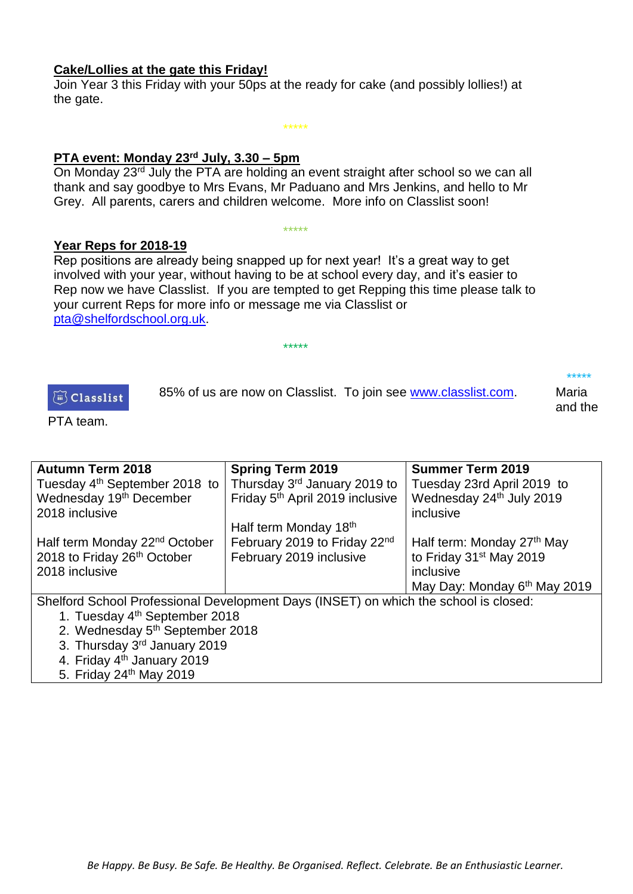**Cake/Lollies at the gate this Friday!**

Join Year 3 this Friday with your 50ps at the ready for cake (and possibly lollies!) at the gate.

*****

**PTA event: Monday 23rd July, 3.30 – 5pm**

On Monday 23rd July the PTA are holding an event straight after school so we can all thank and say goodbye to Mrs Evans, Mr Paduano and Mrs Jenkins, and hello to Mr Grey. All parents, carers and children welcome. More info on Classlist soon!

*****

**Year Reps for 2018-19**

Rep positions are already being snapped up for next year! It's a great way to get involved with your year, without having to be at school every day, and it's easier to Rep now we have Classlist. If you are tempted to get Repping this time please talk to your current Reps for more info or message me via Classlist or pta@shelfordschool.org.uk.

*****

Classlist

85% of us are now on Classlist. To join see www.classlist.com.

*****

Maria and the PTA team.

| Autumn Term 2018 | Spring Term 2019 | Summer Term 2019 |
|---|---|---|
| Tuesday 4th September 2018 to Wednesday 19th December 2018 inclusive<br><br>Half term Monday 22nd October 2018 to Friday 26th October 2018 inclusive | Thursday 3rd January 2019 to Friday 5th April 2019 inclusive<br><br>Half term Monday 18th February 2019 to Friday 22nd February 2019 inclusive | Tuesday 23rd April 2019 to Wednesday 24th July 2019 inclusive<br><br>Half term: Monday 27th May to Friday 31st May 2019 inclusive<br>May Day: Monday 6th May 2019 |
| Shelford School Professional Development Days (INSET) on which the school is closed:<br>1. Tuesday 4th September 2018<br>2. Wednesday 5th September 2018<br>3. Thursday 3rd January 2019<br>4. Friday 4th January 2019<br>5. Friday 24th May 2019 | | |

*Be Happy. Be Busy. Be Safe. Be Healthy. Be Organised. Reflect. Celebrate. Be an Enthusiastic Learner.*